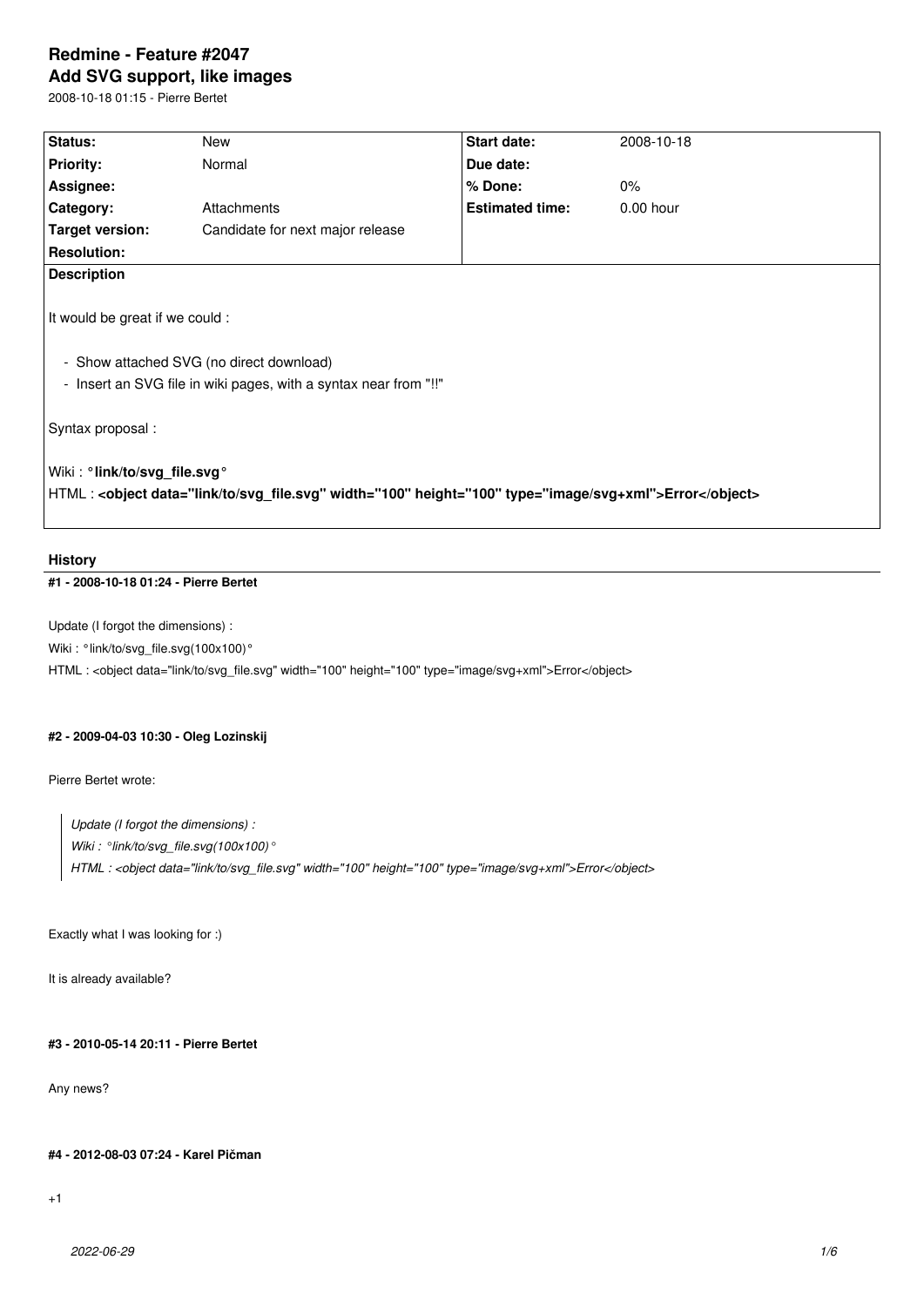# Redmine - Feature #2047
## Add SVG support, like images

2008-10-18 01:15 - Pierre Bertet

| **Status:** | New | **Start date:** | 2008-10-18 |
|---|---|---|---|
| **Priority:** | Normal | **Due date:** | |
| **Assignee:** | | **% Done:** | 0% |
| **Category:** | Attachments | **Estimated time:** | 0.00 hour |
| **Target version:** | Candidate for next major release | | |
| **Resolution:** | | | |

**Description**

It would be great if we could :

- Show attached SVG (no direct download)
- Insert an SVG file in wiki pages, with a syntax near from "!!"

Syntax proposal :

Wiki : **°link/to/svg_file.svg°**
HTML : **<object data="link/to/svg_file.svg" width="100" height="100" type="image/svg+xml">Error</object>**

### History

#### #1 - 2008-10-18 01:24 - Pierre Bertet

Update (I forgot the dimensions) :
Wiki : °link/to/svg_file.svg(100x100)°
HTML : <object data="link/to/svg_file.svg" width="100" height="100" type="image/svg+xml">Error</object>

#### #2 - 2009-04-03 10:30 - Oleg Lozinskij

Pierre Bertet wrote:

> *Update (I forgot the dimensions) :*
> *Wiki : °link/to/svg_file.svg(100x100)°*
> *HTML : <object data="link/to/svg_file.svg" width="100" height="100" type="image/svg+xml">Error</object>*

Exactly what I was looking for :)

It is already available?

#### #3 - 2010-05-14 20:11 - Pierre Bertet

Any news?

#### #4 - 2012-08-03 07:24 - Karel Pičman

+1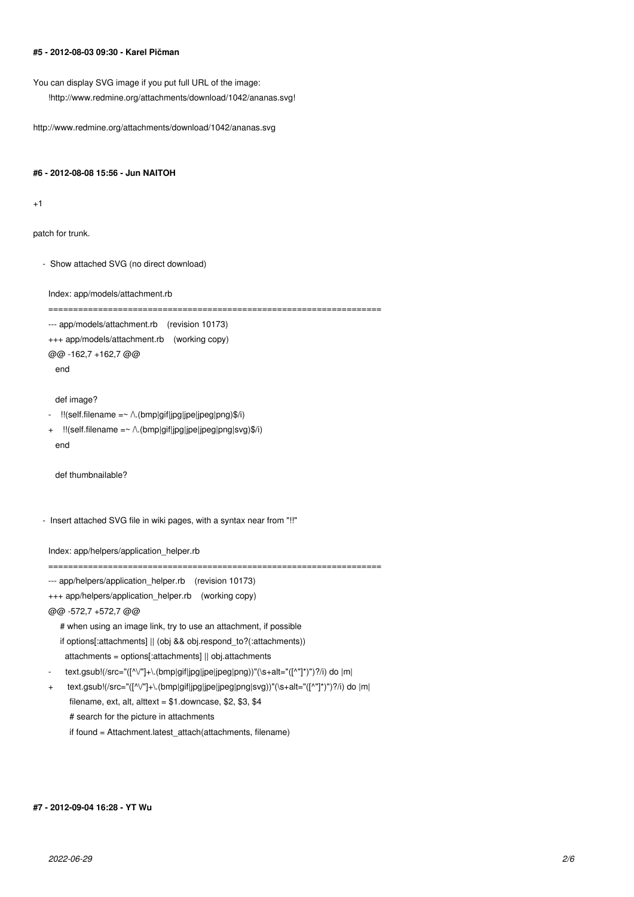#### #5 - 2012-08-03 09:30 - Karel Pičman

You can display SVG image if you put full URL of the image:

```
!http://www.redmine.org/attachments/download/1042/ananas.svg!
```

http://www.redmine.org/attachments/download/1042/ananas.svg

#### #6 - 2012-08-08 15:56 - Jun NAITOH

+1

patch for trunk.

- Show attached SVG (no direct download)

```
Index: app/models/attachment.rb
===================================================================
--- app/models/attachment.rb    (revision 10173)
+++ app/models/attachment.rb    (working copy)
@@ -162,7 +162,7 @@
   end

   def image?
-    !!(self.filename =~ /\.(bmp|gif|jpg|jpe|jpeg|png)$/i)
+    !!(self.filename =~ /\.(bmp|gif|jpg|jpe|jpeg|png|svg)$/i)
   end

   def thumbnailable?
```

- Insert attached SVG file in wiki pages, with a syntax near from "!!"

```
Index: app/helpers/application_helper.rb
===================================================================
--- app/helpers/application_helper.rb    (revision 10173)
+++ app/helpers/application_helper.rb    (working copy)
@@ -572,7 +572,7 @@
     # when using an image link, try to use an attachment, if possible
     if options[:attachments] || (obj && obj.respond_to?(:attachments))
       attachments = options[:attachments] || obj.attachments
-      text.gsub!(/src="([^\/"]+\.(bmp|gif|jpg|jpe|jpeg|png))"(\s+alt="([^"]*)")?/i) do |m|
+      text.gsub!(/src="([^\/"]+\.(bmp|gif|jpg|jpe|jpeg|png|svg))"(\s+alt="([^"]*)")?/i) do |m|
         filename, ext, alt, alttext = $1.downcase, $2, $3, $4
         # search for the picture in attachments
         if found = Attachment.latest_attach(attachments, filename)
```

#### #7 - 2012-09-04 16:28 - YT Wu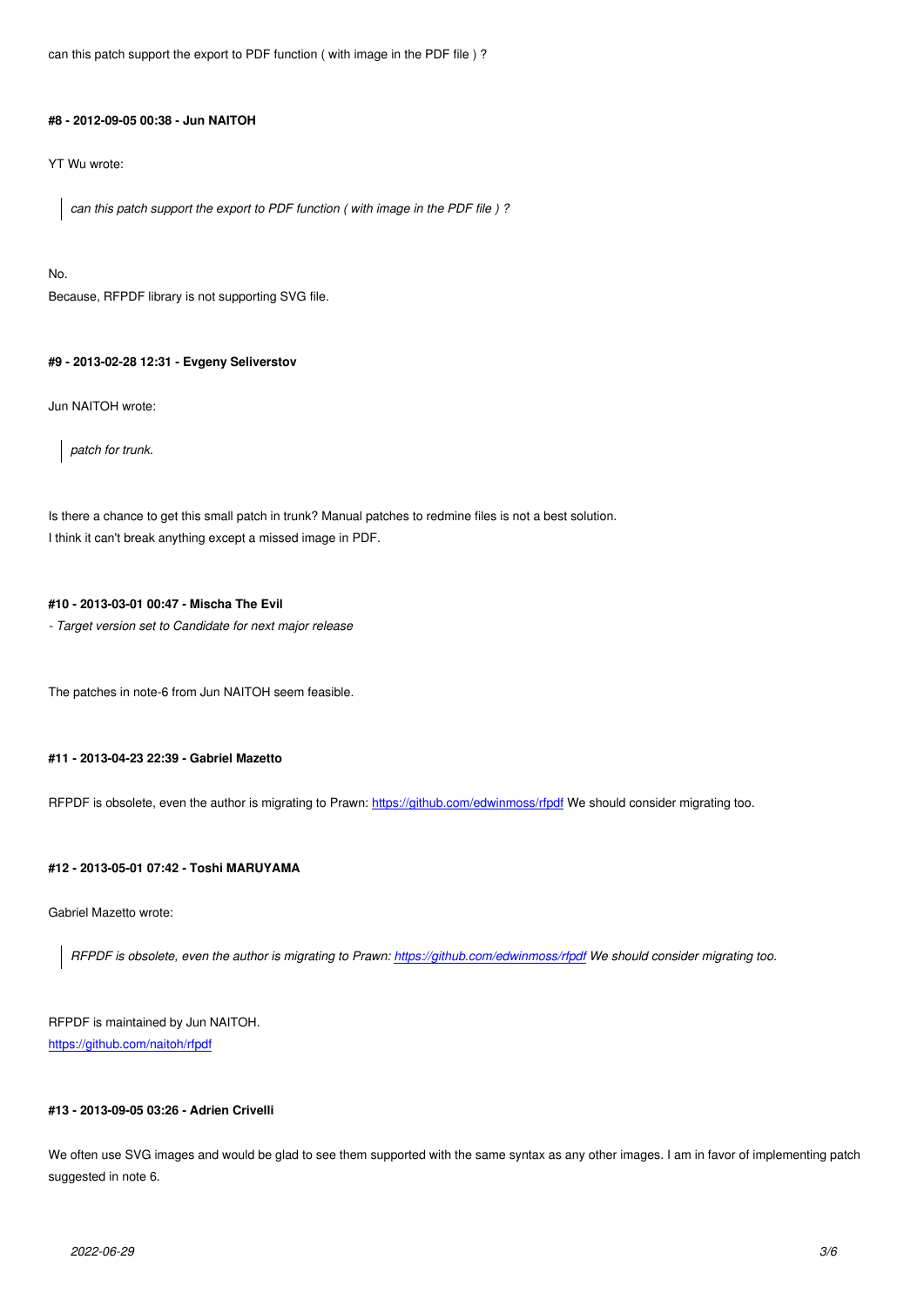can this patch support the export to PDF function ( with image in the PDF file ) ?

#### #8 - 2012-09-05 00:38 - Jun NAITOH

YT Wu wrote:

> *can this patch support the export to PDF function ( with image in the PDF file ) ?*

No.
Because, RFPDF library is not supporting SVG file.

#### #9 - 2013-02-28 12:31 - Evgeny Seliverstov

Jun NAITOH wrote:

> *patch for trunk.*

Is there a chance to get this small patch in trunk? Manual patches to redmine files is not a best solution.
I think it can't break anything except a missed image in PDF.

#### #10 - 2013-03-01 00:47 - Mischa The Evil

*- Target version set to Candidate for next major release*

The patches in note-6 from Jun NAITOH seem feasible.

#### #11 - 2013-04-23 22:39 - Gabriel Mazetto

RFPDF is obsolete, even the author is migrating to Prawn: https://github.com/edwinmoss/rfpdf We should consider migrating too.

#### #12 - 2013-05-01 07:42 - Toshi MARUYAMA

Gabriel Mazetto wrote:

> *RFPDF is obsolete, even the author is migrating to Prawn: https://github.com/edwinmoss/rfpdf We should consider migrating too.*

RFPDF is maintained by Jun NAITOH.
https://github.com/naitoh/rfpdf

#### #13 - 2013-09-05 03:26 - Adrien Crivelli

We often use SVG images and would be glad to see them supported with the same syntax as any other images. I am in favor of implementing patch suggested in note 6.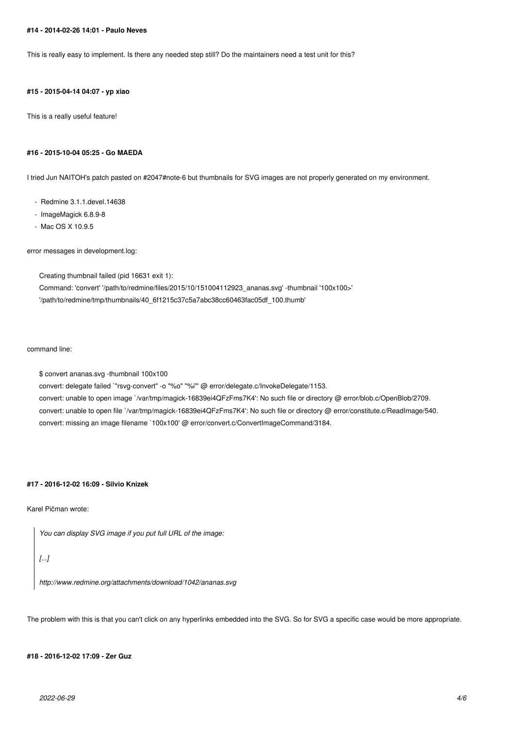#### #14 - 2014-02-26 14:01 - Paulo Neves

This is really easy to implement. Is there any needed step still? Do the maintainers need a test unit for this?

#### #15 - 2015-04-14 04:07 - yp xiao

This is a really useful feature!

#### #16 - 2015-10-04 05:25 - Go MAEDA

I tried Jun NAITOH's patch pasted on #2047#note-6 but thumbnails for SVG images are not properly generated on my environment.

- Redmine 3.1.1.devel.14638
- ImageMagick 6.8.9-8
- Mac OS X 10.9.5

error messages in development.log:

```
Creating thumbnail failed (pid 16631 exit 1):
Command: 'convert' '/path/to/redmine/files/2015/10/151004112923_ananas.svg' -thumbnail '100x100>'
'/path/to/redmine/tmp/thumbnails/40_6f1215c37c5a7abc38cc60463fac05df_100.thumb'
```

command line:

```
$ convert ananas.svg -thumbnail 100x100
convert: delegate failed `"rsvg-convert" -o "%o" "%i"' @ error/delegate.c/InvokeDelegate/1153.
convert: unable to open image `/var/tmp/magick-16839ei4QFzFms7K4': No such file or directory @ error/blob.c/OpenBlob/2709.
convert: unable to open file `/var/tmp/magick-16839ei4QFzFms7K4': No such file or directory @ error/constitute.c/ReadImage/540.
convert: missing an image filename `100x100' @ error/convert.c/ConvertImageCommand/3184.
```

#### #17 - 2016-12-02 16:09 - Silvio Knizek

Karel Pičman wrote:

> *You can display SVG image if you put full URL of the image:*
>
> *[...]*
>
> *http://www.redmine.org/attachments/download/1042/ananas.svg*

The problem with this is that you can't click on any hyperlinks embedded into the SVG. So for SVG a specific case would be more appropriate.

#### #18 - 2016-12-02 17:09 - Zer Guz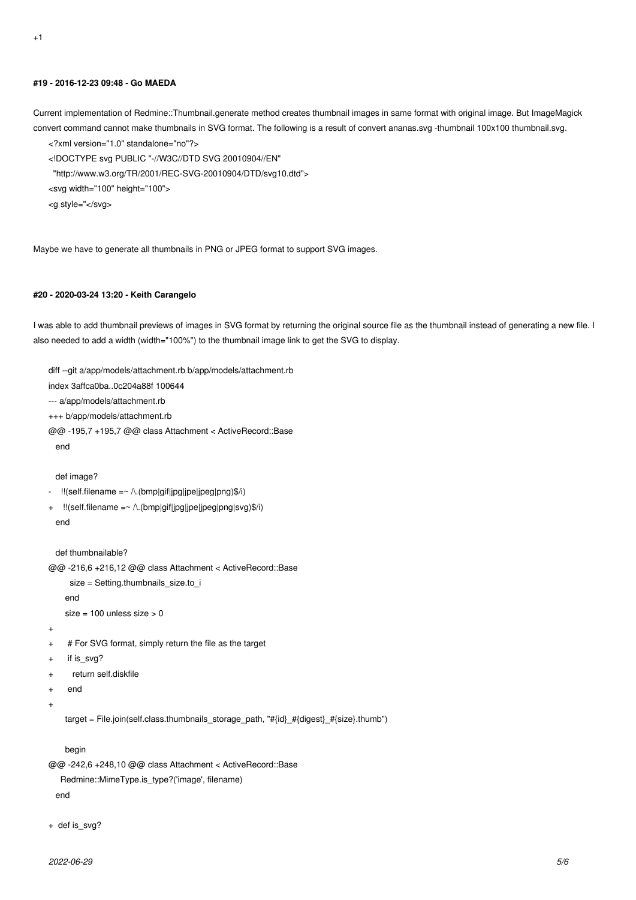+1

#### #19 - 2016-12-23 09:48 - Go MAEDA

Current implementation of Redmine::Thumbnail.generate method creates thumbnail images in same format with original image. But ImageMagick convert command cannot make thumbnails in SVG format. The following is a result of convert ananas.svg -thumbnail 100x100 thumbnail.svg.

```
<?xml version="1.0" standalone="no"?>
<!DOCTYPE svg PUBLIC "-//W3C//DTD SVG 20010904//EN"
  "http://www.w3.org/TR/2001/REC-SVG-20010904/DTD/svg10.dtd">
<svg width="100" height="100">
<g style="</svg>
```

Maybe we have to generate all thumbnails in PNG or JPEG format to support SVG images.

#### #20 - 2020-03-24 13:20 - Keith Carangelo

I was able to add thumbnail previews of images in SVG format by returning the original source file as the thumbnail instead of generating a new file. I also needed to add a width (width="100%") to the thumbnail image link to get the SVG to display.

```
diff --git a/app/models/attachment.rb b/app/models/attachment.rb
index 3affca0ba..0c204a88f 100644
--- a/app/models/attachment.rb
+++ b/app/models/attachment.rb
@@ -195,7 +195,7 @@ class Attachment < ActiveRecord::Base
   end

   def image?
-    !!(self.filename =~ /\.(bmp|gif|jpg|jpe|jpeg|png)$/i)
+    !!(self.filename =~ /\.(bmp|gif|jpg|jpe|jpeg|png|svg)$/i)
   end

   def thumbnailable?
@@ -216,6 +216,12 @@ class Attachment < ActiveRecord::Base
         size = Setting.thumbnails_size.to_i
       end
       size = 100 unless size > 0
+
+      # For SVG format, simply return the file as the target
+      if is_svg?
+        return self.diskfile
+      end
+
       target = File.join(self.class.thumbnails_storage_path, "#{id}_#{digest}_#{size}.thumb")

       begin
@@ -242,6 +248,10 @@ class Attachment < ActiveRecord::Base
     Redmine::MimeType.is_type?('image', filename)
   end

+  def is_svg?
```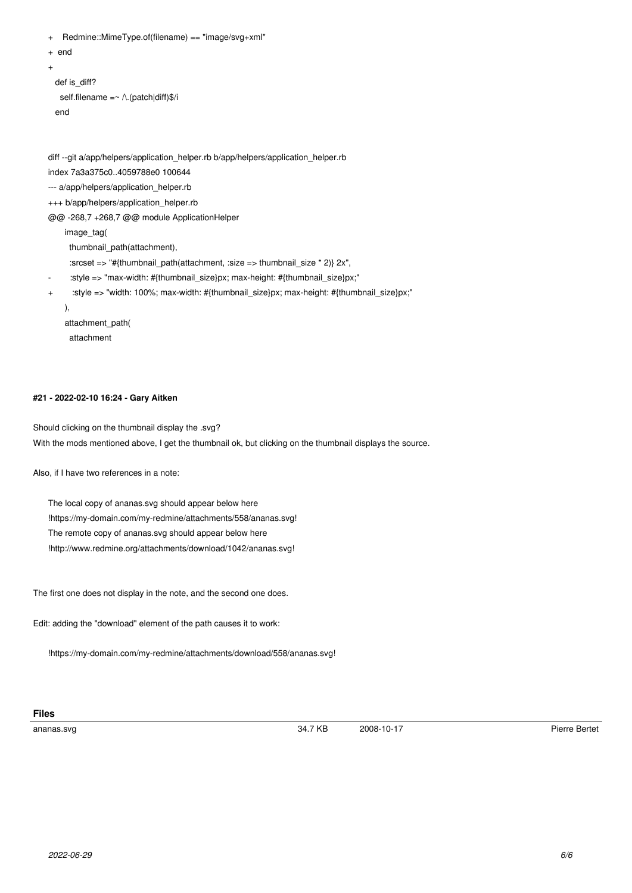```
+  Redmine::MimeType.of(filename) == "image/svg+xml"
+ end
+
  def is_diff?
    self.filename =~ /\.(patch|diff)$/i
  end


diff --git a/app/helpers/application_helper.rb b/app/helpers/application_helper.rb
index 7a3a375c0..4059788e0 100644
--- a/app/helpers/application_helper.rb
+++ b/app/helpers/application_helper.rb
@@ -268,7 +268,7 @@ module ApplicationHelper
       image_tag(
         thumbnail_path(attachment),
         :srcset => "#{thumbnail_path(attachment, :size => thumbnail_size * 2)} 2x",
-        :style => "max-width: #{thumbnail_size}px; max-height: #{thumbnail_size}px;"
+        :style => "width: 100%; max-width: #{thumbnail_size}px; max-height: #{thumbnail_size}px;"
       ),
       attachment_path(
         attachment
```

#### #21 - 2022-02-10 16:24 - Gary Aitken

Should clicking on the thumbnail display the .svg?
With the mods mentioned above, I get the thumbnail ok, but clicking on the thumbnail displays the source.

Also, if I have two references in a note:

```
The local copy of ananas.svg should appear below here
!https://my-domain.com/my-redmine/attachments/558/ananas.svg!
The remote copy of ananas.svg should appear below here
!http://www.redmine.org/attachments/download/1042/ananas.svg!
```

The first one does not display in the note, and the second one does.

Edit: adding the "download" element of the path causes it to work:

```
!https://my-domain.com/my-redmine/attachments/download/558/ananas.svg!
```

**Files**

| | | | |
|---|---|---|---|
| ananas.svg | 34.7 KB | 2008-10-17 | Pierre Bertet |